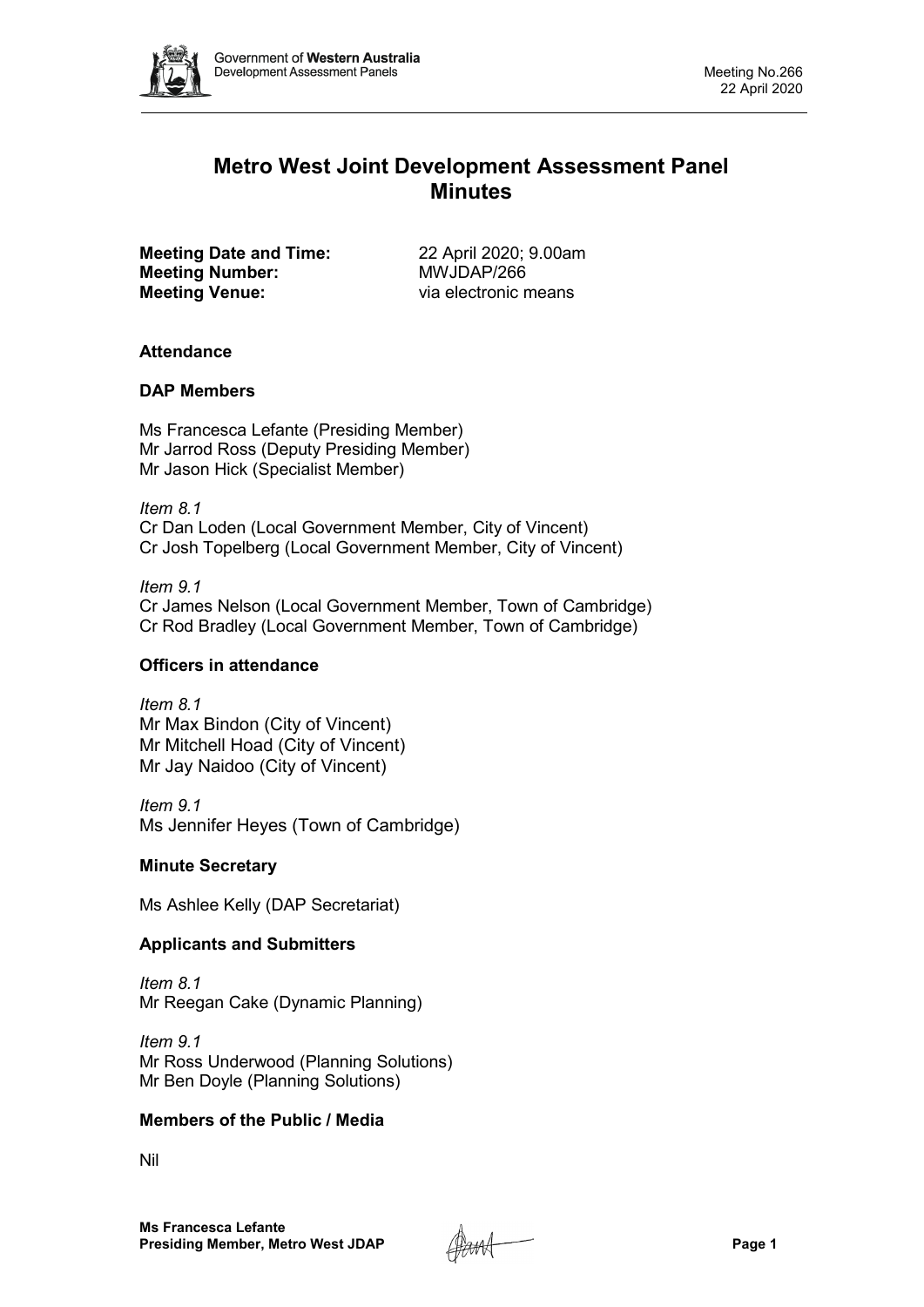# Metro West Joint Development Assessment Panel Minutes

**Meeting Date and Time:** 22 April 2020; 9.00am
**Meeting Number:** MWJDAP/266
**Meeting Venue:** via electronic means

### Attendance

### DAP Members

Ms Francesca Lefante (Presiding Member)
Mr Jarrod Ross (Deputy Presiding Member)
Mr Jason Hick (Specialist Member)

*Item 8.1*
Cr Dan Loden (Local Government Member, City of Vincent)
Cr Josh Topelberg (Local Government Member, City of Vincent)

*Item 9.1*
Cr James Nelson (Local Government Member, Town of Cambridge)
Cr Rod Bradley (Local Government Member, Town of Cambridge)

### Officers in attendance

*Item 8.1*
Mr Max Bindon (City of Vincent)
Mr Mitchell Hoad (City of Vincent)
Mr Jay Naidoo (City of Vincent)

*Item 9.1*
Ms Jennifer Heyes (Town of Cambridge)

### Minute Secretary

Ms Ashlee Kelly (DAP Secretariat)

### Applicants and Submitters

*Item 8.1*
Mr Reegan Cake (Dynamic Planning)

*Item 9.1*
Mr Ross Underwood (Planning Solutions)
Mr Ben Doyle (Planning Solutions)

### Members of the Public / Media

Nil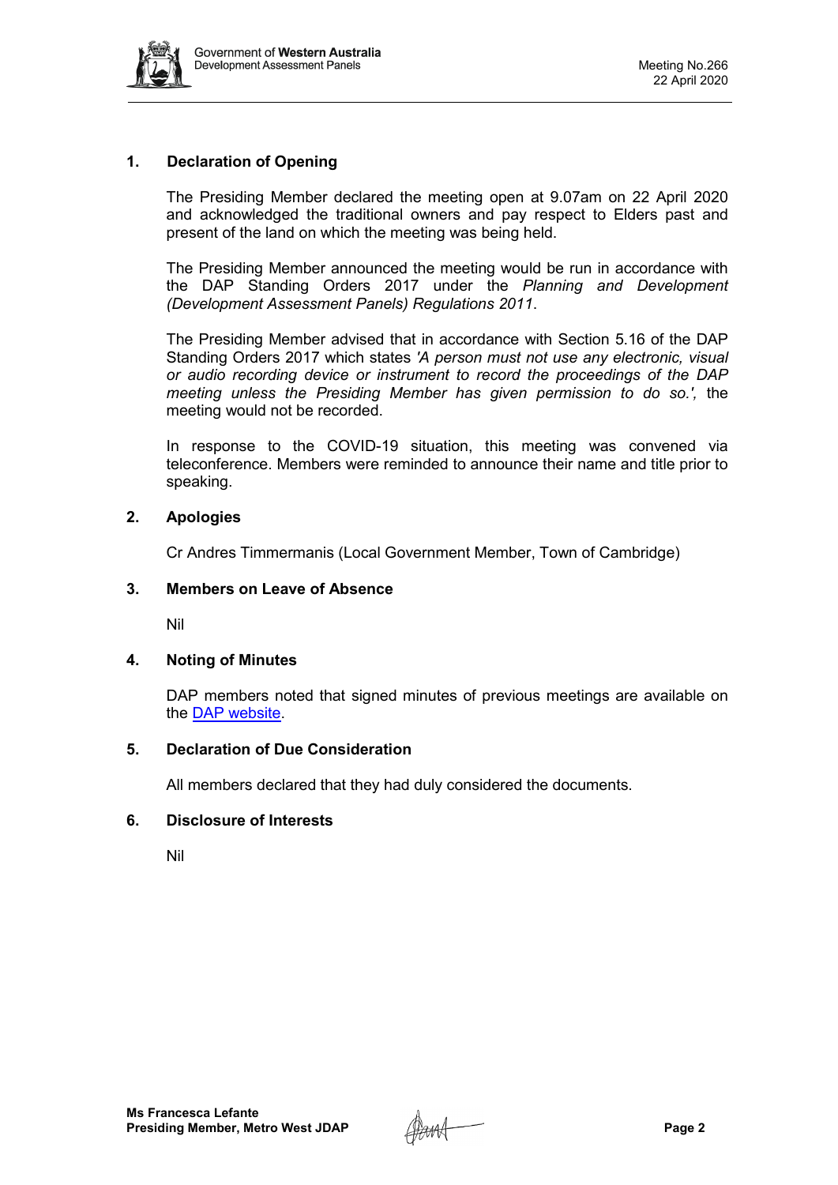## 1. Declaration of Opening

The Presiding Member declared the meeting open at 9.07am on 22 April 2020 and acknowledged the traditional owners and pay respect to Elders past and present of the land on which the meeting was being held.

The Presiding Member announced the meeting would be run in accordance with the DAP Standing Orders 2017 under the *Planning and Development (Development Assessment Panels) Regulations 2011*.

The Presiding Member advised that in accordance with Section 5.16 of the DAP Standing Orders 2017 which states *'A person must not use any electronic, visual or audio recording device or instrument to record the proceedings of the DAP meeting unless the Presiding Member has given permission to do so.',* the meeting would not be recorded.

In response to the COVID-19 situation, this meeting was convened via teleconference. Members were reminded to announce their name and title prior to speaking.

## 2. Apologies

Cr Andres Timmermanis (Local Government Member, Town of Cambridge)

## 3. Members on Leave of Absence

Nil

## 4. Noting of Minutes

DAP members noted that signed minutes of previous meetings are available on the DAP website.

## 5. Declaration of Due Consideration

All members declared that they had duly considered the documents.

## 6. Disclosure of Interests

Nil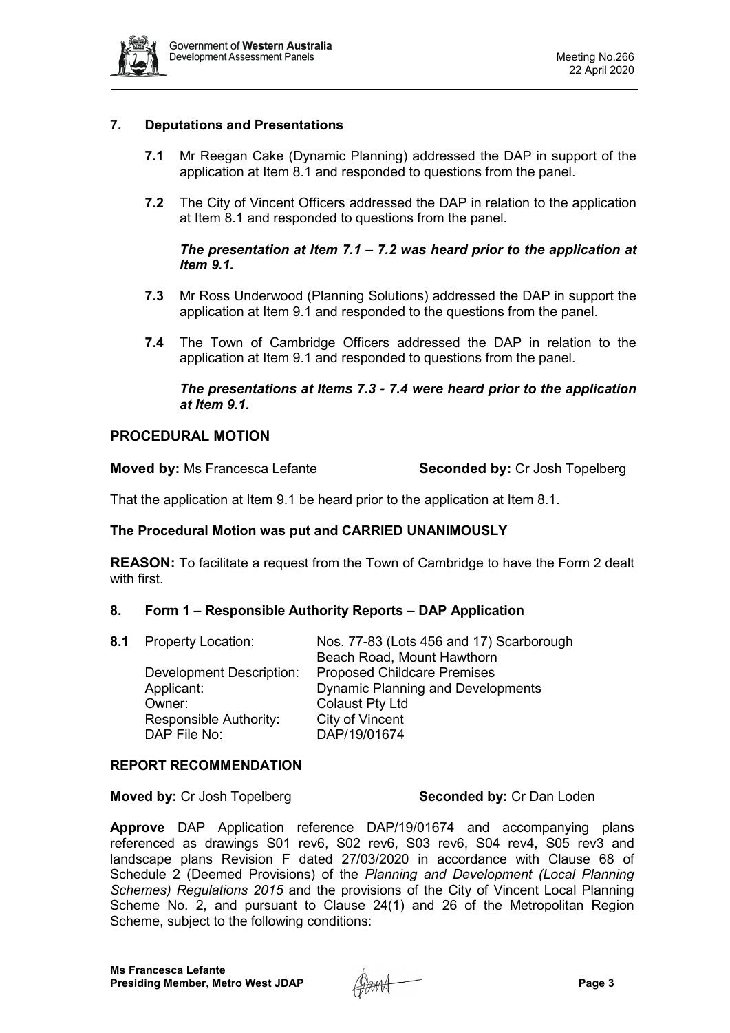## 7. Deputations and Presentations

**7.1** Mr Reegan Cake (Dynamic Planning) addressed the DAP in support of the application at Item 8.1 and responded to questions from the panel.

**7.2** The City of Vincent Officers addressed the DAP in relation to the application at Item 8.1 and responded to questions from the panel.

***The presentation at Item 7.1 – 7.2 was heard prior to the application at Item 9.1.***

**7.3** Mr Ross Underwood (Planning Solutions) addressed the DAP in support the application at Item 9.1 and responded to the questions from the panel.

**7.4** The Town of Cambridge Officers addressed the DAP in relation to the application at Item 9.1 and responded to questions from the panel.

***The presentations at Items 7.3 - 7.4 were heard prior to the application at Item 9.1.***

**PROCEDURAL MOTION**

**Moved by:** Ms Francesca Lefante **Seconded by:** Cr Josh Topelberg

That the application at Item 9.1 be heard prior to the application at Item 8.1.

**The Procedural Motion was put and CARRIED UNANIMOUSLY**

**REASON:** To facilitate a request from the Town of Cambridge to have the Form 2 dealt with first.

## 8. Form 1 – Responsible Authority Reports – DAP Application

**8.1** Property Location: Nos. 77-83 (Lots 456 and 17) Scarborough Beach Road, Mount Hawthorn
Development Description: Proposed Childcare Premises
Applicant: Dynamic Planning and Developments
Owner: Colaust Pty Ltd
Responsible Authority: City of Vincent
DAP File No: DAP/19/01674

**REPORT RECOMMENDATION**

**Moved by:** Cr Josh Topelberg **Seconded by:** Cr Dan Loden

**Approve** DAP Application reference DAP/19/01674 and accompanying plans referenced as drawings S01 rev6, S02 rev6, S03 rev6, S04 rev4, S05 rev3 and landscape plans Revision F dated 27/03/2020 in accordance with Clause 68 of Schedule 2 (Deemed Provisions) of the *Planning and Development (Local Planning Schemes) Regulations 2015* and the provisions of the City of Vincent Local Planning Scheme No. 2, and pursuant to Clause 24(1) and 26 of the Metropolitan Region Scheme, subject to the following conditions: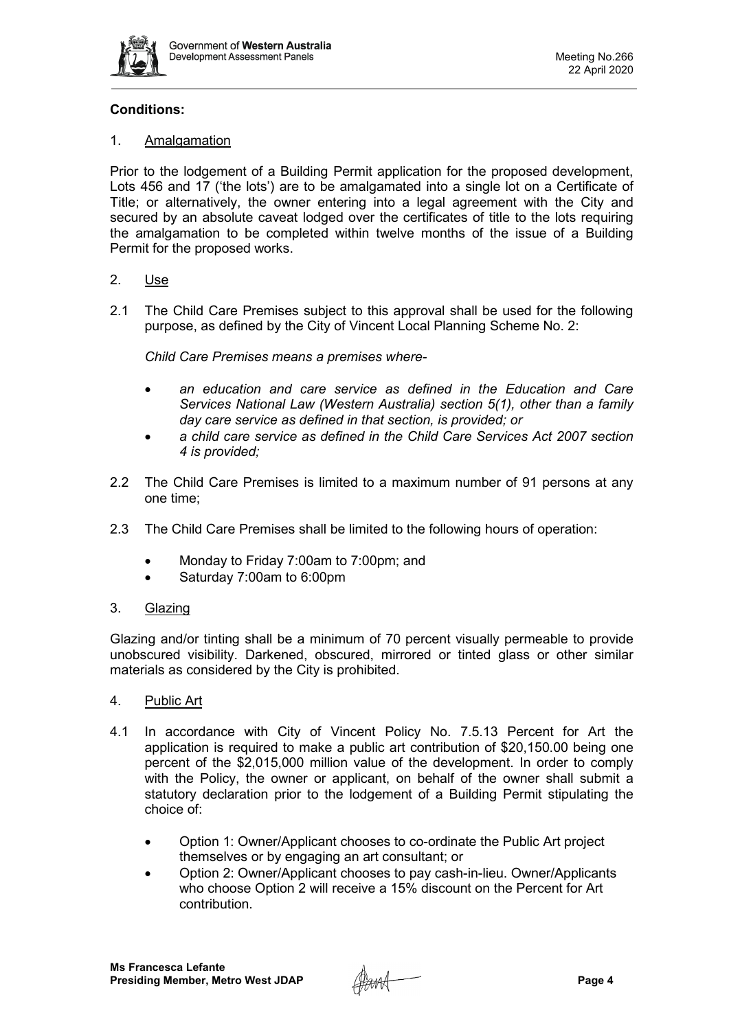**Conditions:**

1. Amalgamation

Prior to the lodgement of a Building Permit application for the proposed development, Lots 456 and 17 ('the lots') are to be amalgamated into a single lot on a Certificate of Title; or alternatively, the owner entering into a legal agreement with the City and secured by an absolute caveat lodged over the certificates of title to the lots requiring the amalgamation to be completed within twelve months of the issue of a Building Permit for the proposed works.

2. Use

2.1 The Child Care Premises subject to this approval shall be used for the following purpose, as defined by the City of Vincent Local Planning Scheme No. 2:

*Child Care Premises means a premises where-*

- *an education and care service as defined in the Education and Care Services National Law (Western Australia) section 5(1), other than a family day care service as defined in that section, is provided; or*
- *a child care service as defined in the Child Care Services Act 2007 section 4 is provided;*

2.2 The Child Care Premises is limited to a maximum number of 91 persons at any one time;

2.3 The Child Care Premises shall be limited to the following hours of operation:

- Monday to Friday 7:00am to 7:00pm; and
- Saturday 7:00am to 6:00pm

3. Glazing

Glazing and/or tinting shall be a minimum of 70 percent visually permeable to provide unobscured visibility. Darkened, obscured, mirrored or tinted glass or other similar materials as considered by the City is prohibited.

4. Public Art

4.1 In accordance with City of Vincent Policy No. 7.5.13 Percent for Art the application is required to make a public art contribution of $20,150.00 being one percent of the $2,015,000 million value of the development. In order to comply with the Policy, the owner or applicant, on behalf of the owner shall submit a statutory declaration prior to the lodgement of a Building Permit stipulating the choice of:

- Option 1: Owner/Applicant chooses to co-ordinate the Public Art project themselves or by engaging an art consultant; or
- Option 2: Owner/Applicant chooses to pay cash-in-lieu. Owner/Applicants who choose Option 2 will receive a 15% discount on the Percent for Art contribution.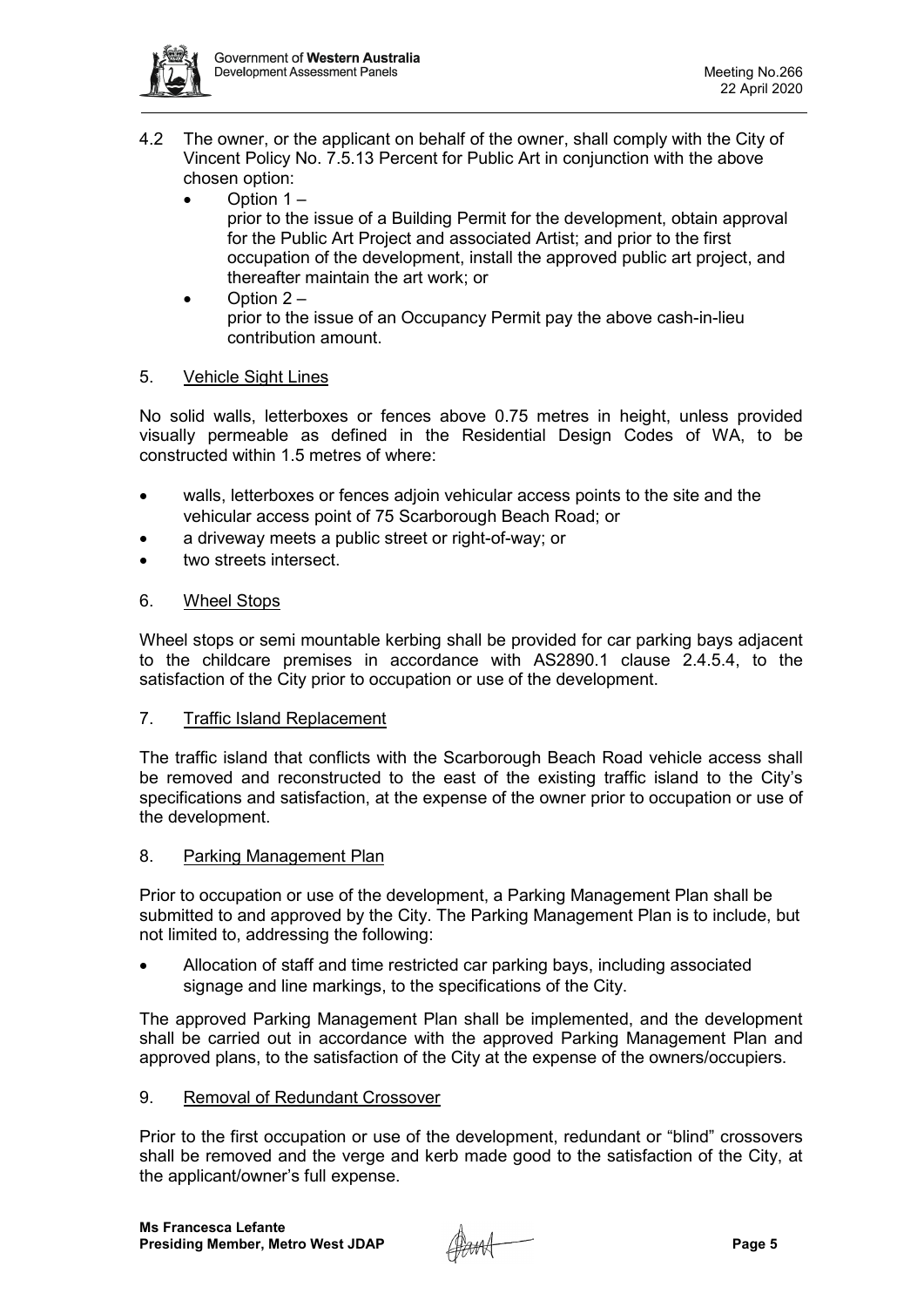4.2 The owner, or the applicant on behalf of the owner, shall comply with the City of Vincent Policy No. 7.5.13 Percent for Public Art in conjunction with the above chosen option:

- Option 1 –
  prior to the issue of a Building Permit for the development, obtain approval for the Public Art Project and associated Artist; and prior to the first occupation of the development, install the approved public art project, and thereafter maintain the art work; or
- Option 2 –
  prior to the issue of an Occupancy Permit pay the above cash-in-lieu contribution amount.

5. Vehicle Sight Lines

No solid walls, letterboxes or fences above 0.75 metres in height, unless provided visually permeable as defined in the Residential Design Codes of WA, to be constructed within 1.5 metres of where:

- walls, letterboxes or fences adjoin vehicular access points to the site and the vehicular access point of 75 Scarborough Beach Road; or
- a driveway meets a public street or right-of-way; or
- two streets intersect.

6. Wheel Stops

Wheel stops or semi mountable kerbing shall be provided for car parking bays adjacent to the childcare premises in accordance with AS2890.1 clause 2.4.5.4, to the satisfaction of the City prior to occupation or use of the development.

7. Traffic Island Replacement

The traffic island that conflicts with the Scarborough Beach Road vehicle access shall be removed and reconstructed to the east of the existing traffic island to the City's specifications and satisfaction, at the expense of the owner prior to occupation or use of the development.

8. Parking Management Plan

Prior to occupation or use of the development, a Parking Management Plan shall be submitted to and approved by the City. The Parking Management Plan is to include, but not limited to, addressing the following:

- Allocation of staff and time restricted car parking bays, including associated signage and line markings, to the specifications of the City.

The approved Parking Management Plan shall be implemented, and the development shall be carried out in accordance with the approved Parking Management Plan and approved plans, to the satisfaction of the City at the expense of the owners/occupiers.

9. Removal of Redundant Crossover

Prior to the first occupation or use of the development, redundant or "blind" crossovers shall be removed and the verge and kerb made good to the satisfaction of the City, at the applicant/owner's full expense.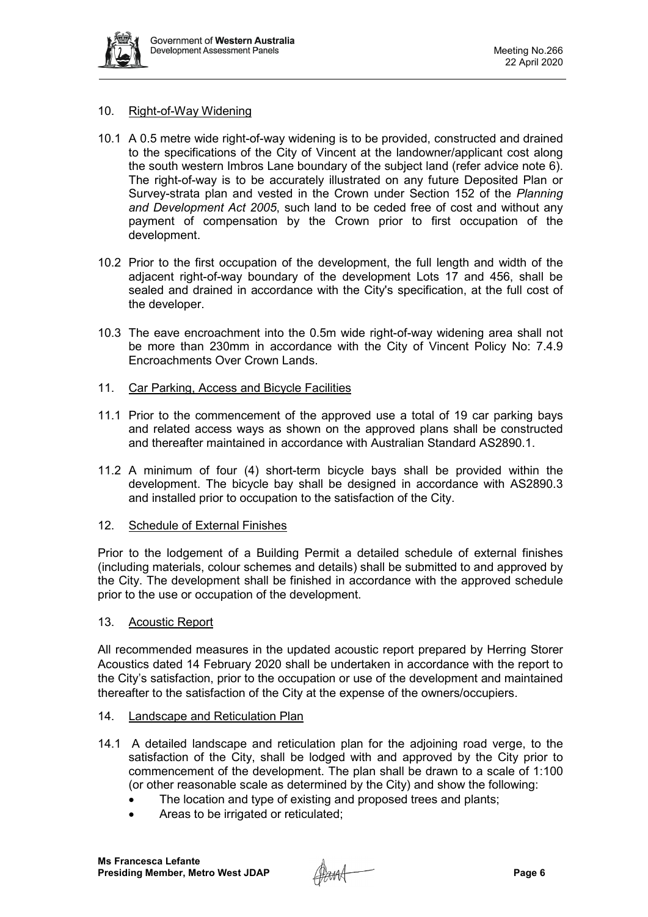10. Right-of-Way Widening

10.1 A 0.5 metre wide right-of-way widening is to be provided, constructed and drained to the specifications of the City of Vincent at the landowner/applicant cost along the south western Imbros Lane boundary of the subject land (refer advice note 6). The right-of-way is to be accurately illustrated on any future Deposited Plan or Survey-strata plan and vested in the Crown under Section 152 of the *Planning and Development Act 2005*, such land to be ceded free of cost and without any payment of compensation by the Crown prior to first occupation of the development.

10.2 Prior to the first occupation of the development, the full length and width of the adjacent right-of-way boundary of the development Lots 17 and 456, shall be sealed and drained in accordance with the City's specification, at the full cost of the developer.

10.3 The eave encroachment into the 0.5m wide right-of-way widening area shall not be more than 230mm in accordance with the City of Vincent Policy No: 7.4.9 Encroachments Over Crown Lands.

11. Car Parking, Access and Bicycle Facilities

11.1 Prior to the commencement of the approved use a total of 19 car parking bays and related access ways as shown on the approved plans shall be constructed and thereafter maintained in accordance with Australian Standard AS2890.1.

11.2 A minimum of four (4) short-term bicycle bays shall be provided within the development. The bicycle bay shall be designed in accordance with AS2890.3 and installed prior to occupation to the satisfaction of the City.

12. Schedule of External Finishes

Prior to the lodgement of a Building Permit a detailed schedule of external finishes (including materials, colour schemes and details) shall be submitted to and approved by the City. The development shall be finished in accordance with the approved schedule prior to the use or occupation of the development.

13. Acoustic Report

All recommended measures in the updated acoustic report prepared by Herring Storer Acoustics dated 14 February 2020 shall be undertaken in accordance with the report to the City's satisfaction, prior to the occupation or use of the development and maintained thereafter to the satisfaction of the City at the expense of the owners/occupiers.

14. Landscape and Reticulation Plan

14.1 A detailed landscape and reticulation plan for the adjoining road verge, to the satisfaction of the City, shall be lodged with and approved by the City prior to commencement of the development. The plan shall be drawn to a scale of 1:100 (or other reasonable scale as determined by the City) and show the following:

- The location and type of existing and proposed trees and plants;
- Areas to be irrigated or reticulated;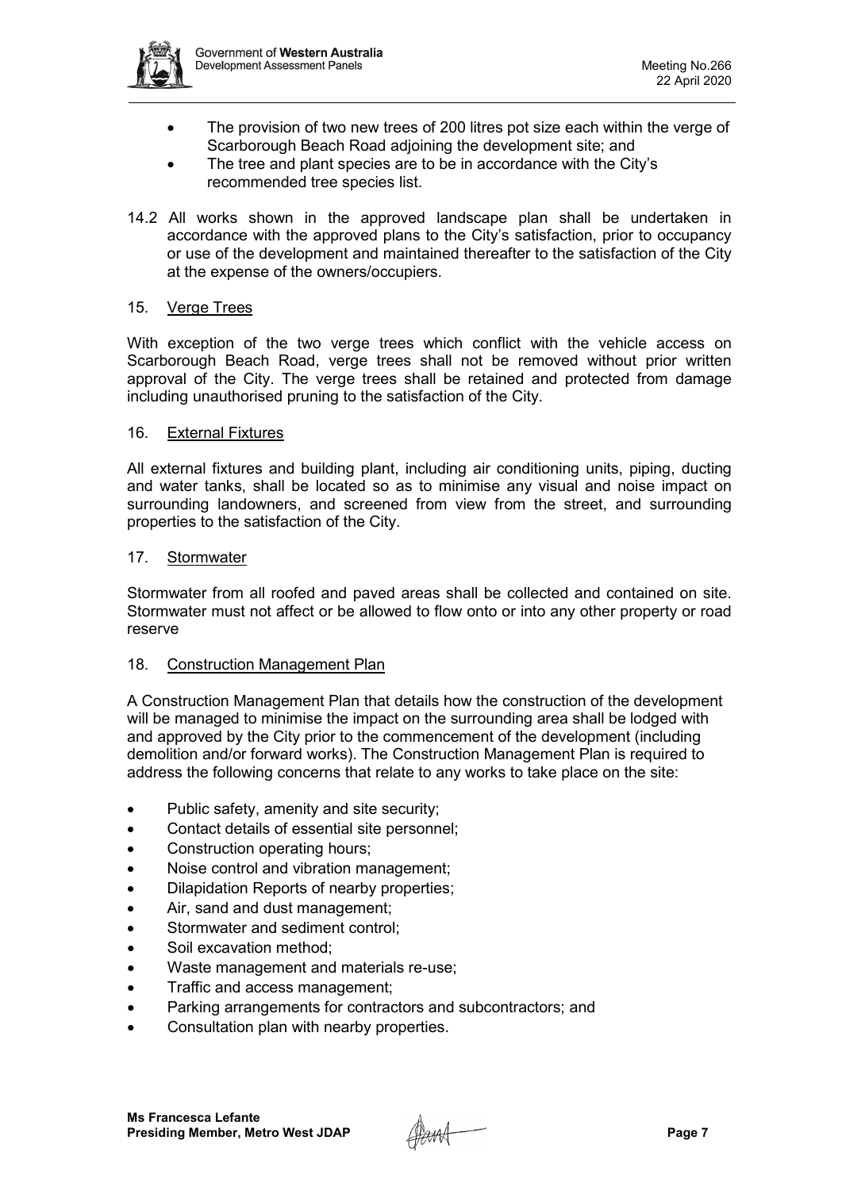- The provision of two new trees of 200 litres pot size each within the verge of Scarborough Beach Road adjoining the development site; and
- The tree and plant species are to be in accordance with the City's recommended tree species list.

14.2 All works shown in the approved landscape plan shall be undertaken in accordance with the approved plans to the City's satisfaction, prior to occupancy or use of the development and maintained thereafter to the satisfaction of the City at the expense of the owners/occupiers.

15. <u>Verge Trees</u>

With exception of the two verge trees which conflict with the vehicle access on Scarborough Beach Road, verge trees shall not be removed without prior written approval of the City. The verge trees shall be retained and protected from damage including unauthorised pruning to the satisfaction of the City.

16. <u>External Fixtures</u>

All external fixtures and building plant, including air conditioning units, piping, ducting and water tanks, shall be located so as to minimise any visual and noise impact on surrounding landowners, and screened from view from the street, and surrounding properties to the satisfaction of the City.

17. <u>Stormwater</u>

Stormwater from all roofed and paved areas shall be collected and contained on site. Stormwater must not affect or be allowed to flow onto or into any other property or road reserve

18. <u>Construction Management Plan</u>

A Construction Management Plan that details how the construction of the development will be managed to minimise the impact on the surrounding area shall be lodged with and approved by the City prior to the commencement of the development (including demolition and/or forward works). The Construction Management Plan is required to address the following concerns that relate to any works to take place on the site:

- Public safety, amenity and site security;
- Contact details of essential site personnel;
- Construction operating hours;
- Noise control and vibration management;
- Dilapidation Reports of nearby properties;
- Air, sand and dust management;
- Stormwater and sediment control;
- Soil excavation method;
- Waste management and materials re-use;
- Traffic and access management;
- Parking arrangements for contractors and subcontractors; and
- Consultation plan with nearby properties.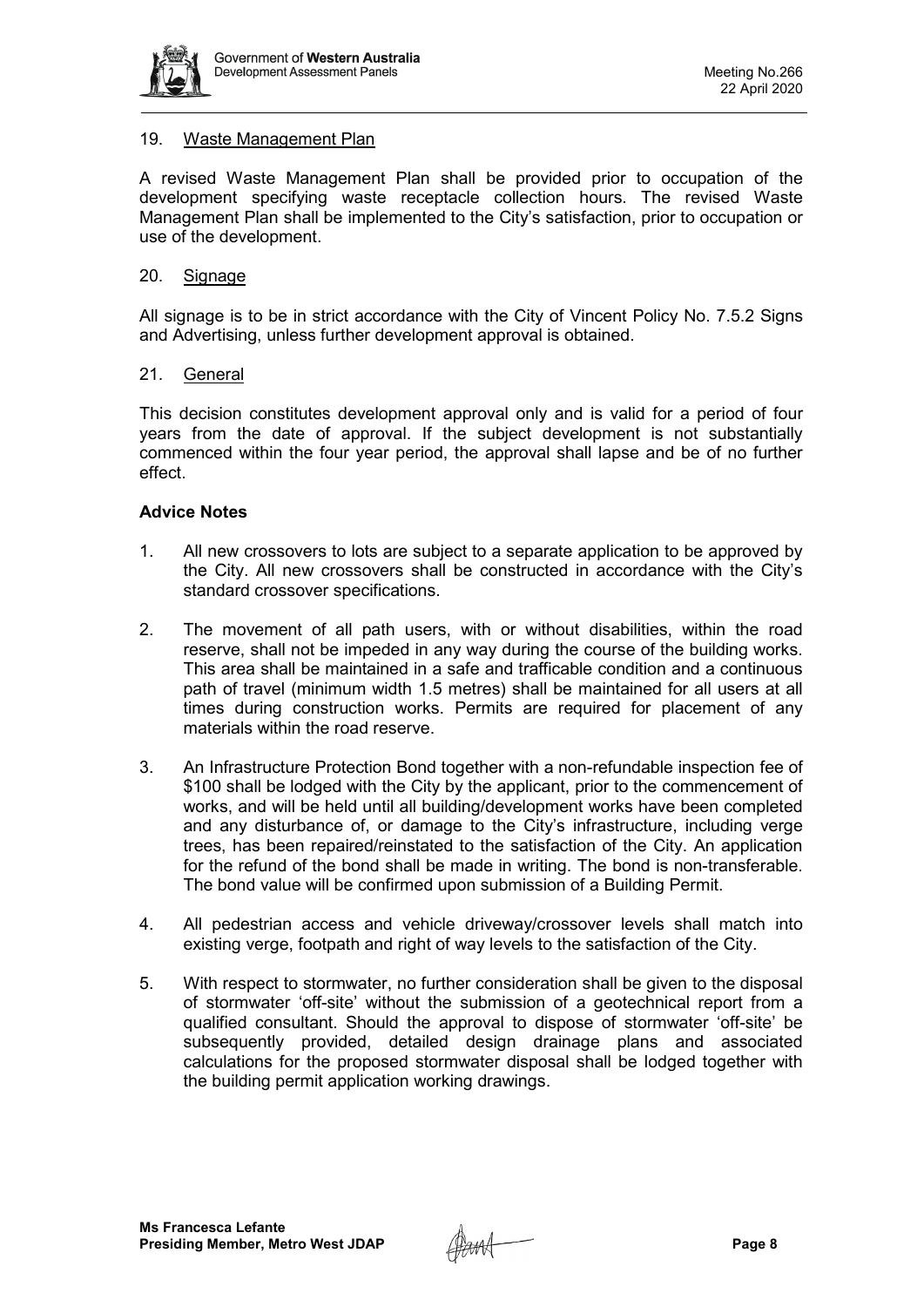19. Waste Management Plan

A revised Waste Management Plan shall be provided prior to occupation of the development specifying waste receptacle collection hours. The revised Waste Management Plan shall be implemented to the City's satisfaction, prior to occupation or use of the development.

20. Signage

All signage is to be in strict accordance with the City of Vincent Policy No. 7.5.2 Signs and Advertising, unless further development approval is obtained.

21. General

This decision constitutes development approval only and is valid for a period of four years from the date of approval. If the subject development is not substantially commenced within the four year period, the approval shall lapse and be of no further effect.

**Advice Notes**

1. All new crossovers to lots are subject to a separate application to be approved by the City. All new crossovers shall be constructed in accordance with the City's standard crossover specifications.

2. The movement of all path users, with or without disabilities, within the road reserve, shall not be impeded in any way during the course of the building works. This area shall be maintained in a safe and trafficable condition and a continuous path of travel (minimum width 1.5 metres) shall be maintained for all users at all times during construction works. Permits are required for placement of any materials within the road reserve.

3. An Infrastructure Protection Bond together with a non-refundable inspection fee of $100 shall be lodged with the City by the applicant, prior to the commencement of works, and will be held until all building/development works have been completed and any disturbance of, or damage to the City's infrastructure, including verge trees, has been repaired/reinstated to the satisfaction of the City. An application for the refund of the bond shall be made in writing. The bond is non-transferable. The bond value will be confirmed upon submission of a Building Permit.

4. All pedestrian access and vehicle driveway/crossover levels shall match into existing verge, footpath and right of way levels to the satisfaction of the City.

5. With respect to stormwater, no further consideration shall be given to the disposal of stormwater 'off-site' without the submission of a geotechnical report from a qualified consultant. Should the approval to dispose of stormwater 'off-site' be subsequently provided, detailed design drainage plans and associated calculations for the proposed stormwater disposal shall be lodged together with the building permit application working drawings.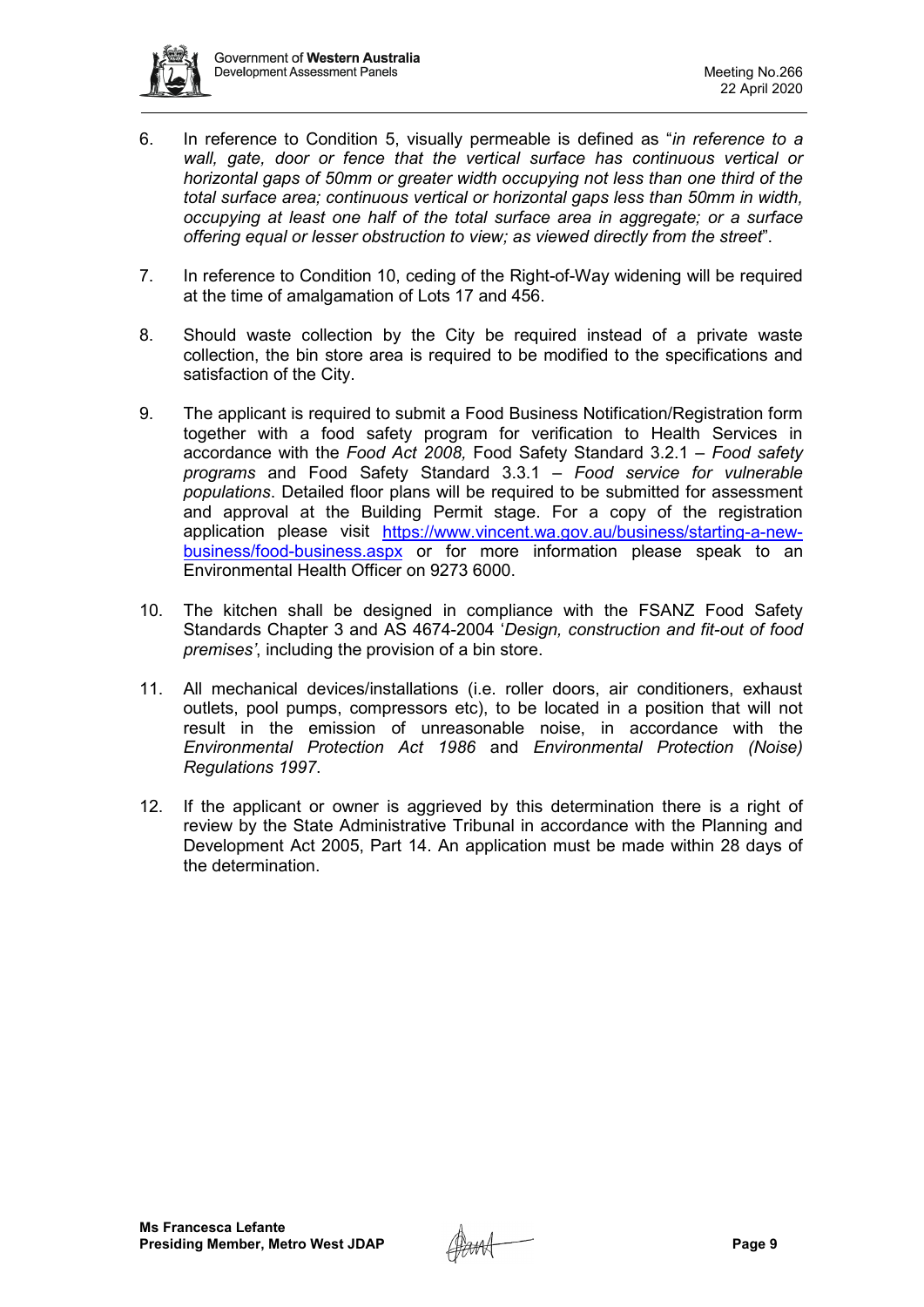6. In reference to Condition 5, visually permeable is defined as "*in reference to a wall, gate, door or fence that the vertical surface has continuous vertical or horizontal gaps of 50mm or greater width occupying not less than one third of the total surface area; continuous vertical or horizontal gaps less than 50mm in width, occupying at least one half of the total surface area in aggregate; or a surface offering equal or lesser obstruction to view; as viewed directly from the street*".

7. In reference to Condition 10, ceding of the Right-of-Way widening will be required at the time of amalgamation of Lots 17 and 456.

8. Should waste collection by the City be required instead of a private waste collection, the bin store area is required to be modified to the specifications and satisfaction of the City.

9. The applicant is required to submit a Food Business Notification/Registration form together with a food safety program for verification to Health Services in accordance with the *Food Act 2008,* Food Safety Standard 3.2.1 – *Food safety programs* and Food Safety Standard 3.3.1 – *Food service for vulnerable populations*. Detailed floor plans will be required to be submitted for assessment and approval at the Building Permit stage. For a copy of the registration application please visit https://www.vincent.wa.gov.au/business/starting-a-new-business/food-business.aspx or for more information please speak to an Environmental Health Officer on 9273 6000.

10. The kitchen shall be designed in compliance with the FSANZ Food Safety Standards Chapter 3 and AS 4674-2004 '*Design, construction and fit-out of food premises'*, including the provision of a bin store.

11. All mechanical devices/installations (i.e. roller doors, air conditioners, exhaust outlets, pool pumps, compressors etc), to be located in a position that will not result in the emission of unreasonable noise, in accordance with the *Environmental Protection Act 1986* and *Environmental Protection (Noise) Regulations 1997*.

12. If the applicant or owner is aggrieved by this determination there is a right of review by the State Administrative Tribunal in accordance with the Planning and Development Act 2005, Part 14. An application must be made within 28 days of the determination.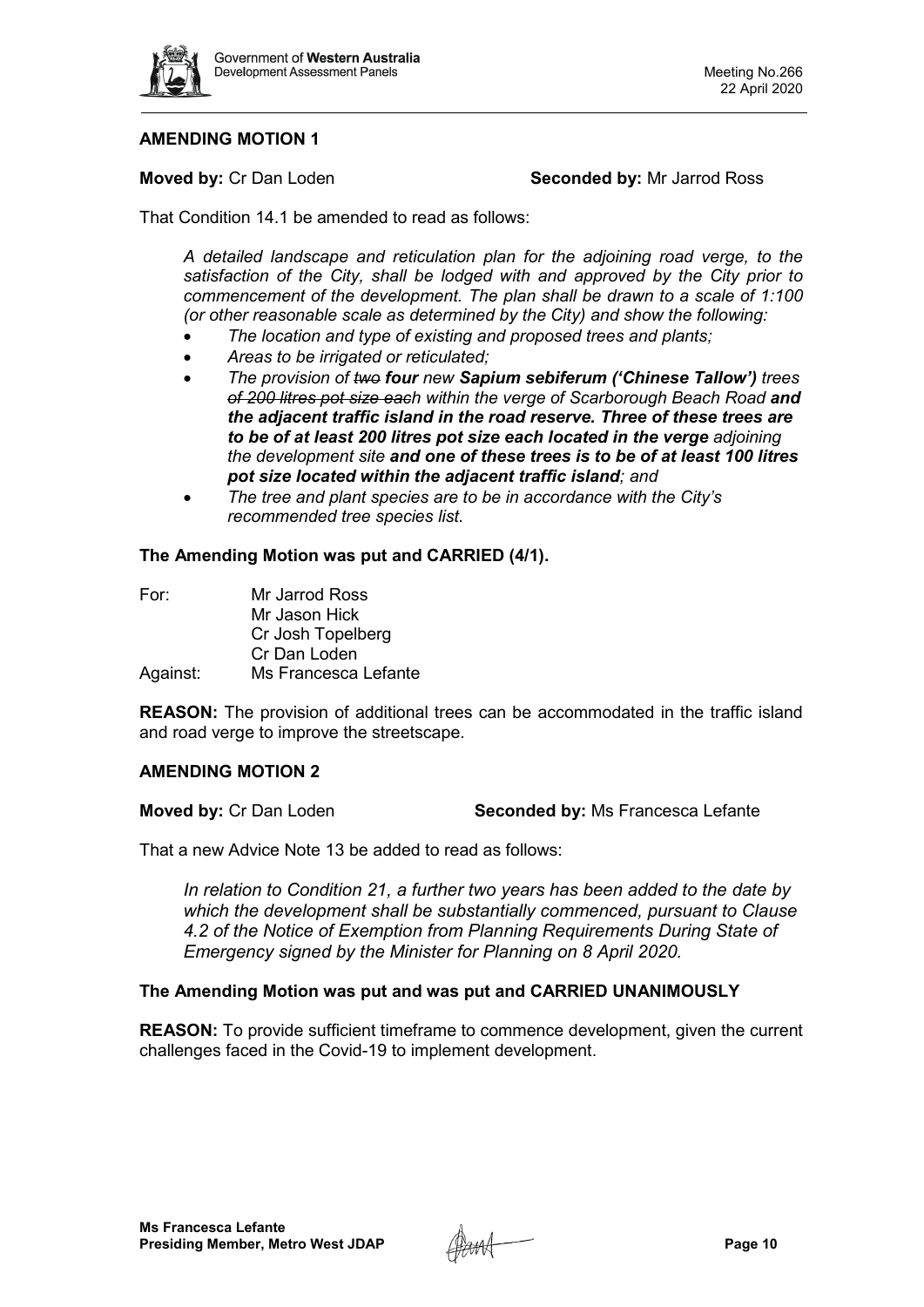## AMENDING MOTION 1

**Moved by:** Cr Dan Loden **Seconded by:** Mr Jarrod Ross

That Condition 14.1 be amended to read as follows:

> *A detailed landscape and reticulation plan for the adjoining road verge, to the satisfaction of the City, shall be lodged with and approved by the City prior to commencement of the development. The plan shall be drawn to a scale of 1:100 (or other reasonable scale as determined by the City) and show the following:*
>
> - *The location and type of existing and proposed trees and plants;*
> - *Areas to be irrigated or reticulated;*
> - *The provision of ~~two~~ **four** new **Sapium sebiferum ('Chinese Tallow')** trees ~~of 200 litres pot size each~~ within the verge of Scarborough Beach Road **and the adjacent traffic island in the road reserve. Three of these trees are to be of at least 200 litres pot size each located in the verge** adjoining the development site **and one of these trees is to be of at least 100 litres pot size located within the adjacent traffic island**; and*
> - *The tree and plant species are to be in accordance with the City's recommended tree species list.*

**The Amending Motion was put and CARRIED (4/1).**

| | |
|---|---|
| For: | Mr Jarrod Ross |
| | Mr Jason Hick |
| | Cr Josh Topelberg |
| | Cr Dan Loden |
| Against: | Ms Francesca Lefante |

**REASON:** The provision of additional trees can be accommodated in the traffic island and road verge to improve the streetscape.

## AMENDING MOTION 2

**Moved by:** Cr Dan Loden **Seconded by:** Ms Francesca Lefante

That a new Advice Note 13 be added to read as follows:

> *In relation to Condition 21, a further two years has been added to the date by which the development shall be substantially commenced, pursuant to Clause 4.2 of the Notice of Exemption from Planning Requirements During State of Emergency signed by the Minister for Planning on 8 April 2020.*

**The Amending Motion was put and was put and CARRIED UNANIMOUSLY**

**REASON:** To provide sufficient timeframe to commence development, given the current challenges faced in the Covid-19 to implement development.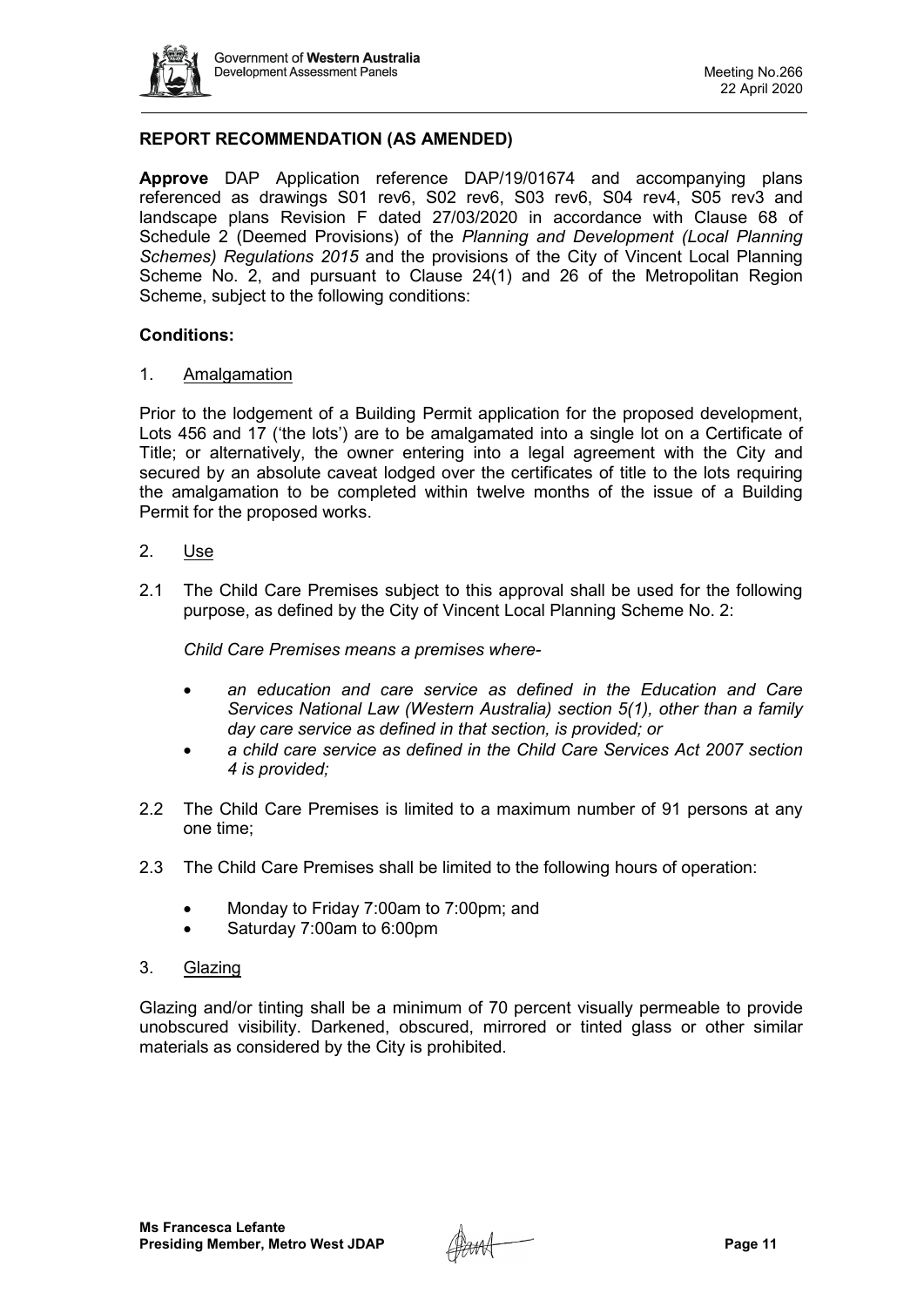## REPORT RECOMMENDATION (AS AMENDED)

**Approve** DAP Application reference DAP/19/01674 and accompanying plans referenced as drawings S01 rev6, S02 rev6, S03 rev6, S04 rev4, S05 rev3 and landscape plans Revision F dated 27/03/2020 in accordance with Clause 68 of Schedule 2 (Deemed Provisions) of the *Planning and Development (Local Planning Schemes) Regulations 2015* and the provisions of the City of Vincent Local Planning Scheme No. 2, and pursuant to Clause 24(1) and 26 of the Metropolitan Region Scheme, subject to the following conditions:

### Conditions:

1. Amalgamation

Prior to the lodgement of a Building Permit application for the proposed development, Lots 456 and 17 ('the lots') are to be amalgamated into a single lot on a Certificate of Title; or alternatively, the owner entering into a legal agreement with the City and secured by an absolute caveat lodged over the certificates of title to the lots requiring the amalgamation to be completed within twelve months of the issue of a Building Permit for the proposed works.

2. Use

2.1 The Child Care Premises subject to this approval shall be used for the following purpose, as defined by the City of Vincent Local Planning Scheme No. 2:

*Child Care Premises means a premises where-*

- *an education and care service as defined in the Education and Care Services National Law (Western Australia) section 5(1), other than a family day care service as defined in that section, is provided; or*
- *a child care service as defined in the Child Care Services Act 2007 section 4 is provided;*

2.2 The Child Care Premises is limited to a maximum number of 91 persons at any one time;

2.3 The Child Care Premises shall be limited to the following hours of operation:

- Monday to Friday 7:00am to 7:00pm; and
- Saturday 7:00am to 6:00pm

3. Glazing

Glazing and/or tinting shall be a minimum of 70 percent visually permeable to provide unobscured visibility. Darkened, obscured, mirrored or tinted glass or other similar materials as considered by the City is prohibited.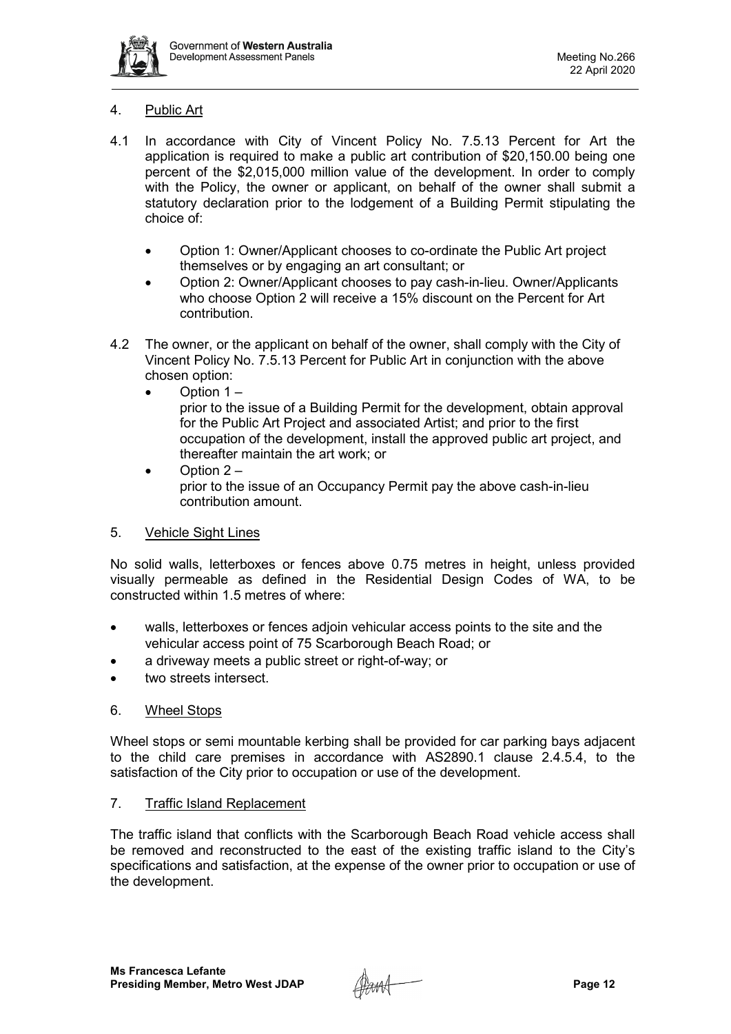4. Public Art

4.1 In accordance with City of Vincent Policy No. 7.5.13 Percent for Art the application is required to make a public art contribution of $20,150.00 being one percent of the $2,015,000 million value of the development. In order to comply with the Policy, the owner or applicant, on behalf of the owner shall submit a statutory declaration prior to the lodgement of a Building Permit stipulating the choice of:

- Option 1: Owner/Applicant chooses to co-ordinate the Public Art project themselves or by engaging an art consultant; or
- Option 2: Owner/Applicant chooses to pay cash-in-lieu. Owner/Applicants who choose Option 2 will receive a 15% discount on the Percent for Art contribution.

4.2 The owner, or the applicant on behalf of the owner, shall comply with the City of Vincent Policy No. 7.5.13 Percent for Public Art in conjunction with the above chosen option:

- Option 1 –
  prior to the issue of a Building Permit for the development, obtain approval for the Public Art Project and associated Artist; and prior to the first occupation of the development, install the approved public art project, and thereafter maintain the art work; or
- Option 2 –
  prior to the issue of an Occupancy Permit pay the above cash-in-lieu contribution amount.

5. Vehicle Sight Lines

No solid walls, letterboxes or fences above 0.75 metres in height, unless provided visually permeable as defined in the Residential Design Codes of WA, to be constructed within 1.5 metres of where:

- walls, letterboxes or fences adjoin vehicular access points to the site and the vehicular access point of 75 Scarborough Beach Road; or
- a driveway meets a public street or right-of-way; or
- two streets intersect.

6. Wheel Stops

Wheel stops or semi mountable kerbing shall be provided for car parking bays adjacent to the child care premises in accordance with AS2890.1 clause 2.4.5.4, to the satisfaction of the City prior to occupation or use of the development.

7. Traffic Island Replacement

The traffic island that conflicts with the Scarborough Beach Road vehicle access shall be removed and reconstructed to the east of the existing traffic island to the City's specifications and satisfaction, at the expense of the owner prior to occupation or use of the development.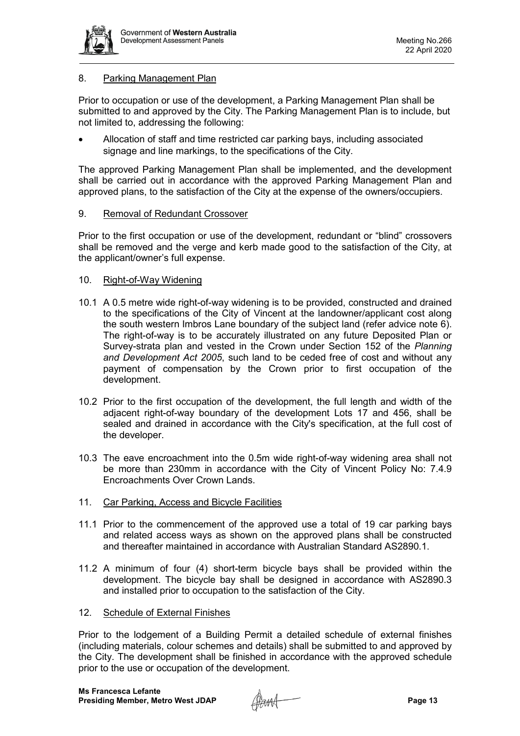8. <u>Parking Management Plan</u>

Prior to occupation or use of the development, a Parking Management Plan shall be submitted to and approved by the City. The Parking Management Plan is to include, but not limited to, addressing the following:

- Allocation of staff and time restricted car parking bays, including associated signage and line markings, to the specifications of the City.

The approved Parking Management Plan shall be implemented, and the development shall be carried out in accordance with the approved Parking Management Plan and approved plans, to the satisfaction of the City at the expense of the owners/occupiers.

9. <u>Removal of Redundant Crossover</u>

Prior to the first occupation or use of the development, redundant or "blind" crossovers shall be removed and the verge and kerb made good to the satisfaction of the City, at the applicant/owner's full expense.

10. <u>Right-of-Way Widening</u>

10.1 A 0.5 metre wide right-of-way widening is to be provided, constructed and drained to the specifications of the City of Vincent at the landowner/applicant cost along the south western Imbros Lane boundary of the subject land (refer advice note 6). The right-of-way is to be accurately illustrated on any future Deposited Plan or Survey-strata plan and vested in the Crown under Section 152 of the *Planning and Development Act 2005*, such land to be ceded free of cost and without any payment of compensation by the Crown prior to first occupation of the development.

10.2 Prior to the first occupation of the development, the full length and width of the adjacent right-of-way boundary of the development Lots 17 and 456, shall be sealed and drained in accordance with the City's specification, at the full cost of the developer.

10.3 The eave encroachment into the 0.5m wide right-of-way widening area shall not be more than 230mm in accordance with the City of Vincent Policy No: 7.4.9 Encroachments Over Crown Lands.

11. <u>Car Parking, Access and Bicycle Facilities</u>

11.1 Prior to the commencement of the approved use a total of 19 car parking bays and related access ways as shown on the approved plans shall be constructed and thereafter maintained in accordance with Australian Standard AS2890.1.

11.2 A minimum of four (4) short-term bicycle bays shall be provided within the development. The bicycle bay shall be designed in accordance with AS2890.3 and installed prior to occupation to the satisfaction of the City.

12. <u>Schedule of External Finishes</u>

Prior to the lodgement of a Building Permit a detailed schedule of external finishes (including materials, colour schemes and details) shall be submitted to and approved by the City. The development shall be finished in accordance with the approved schedule prior to the use or occupation of the development.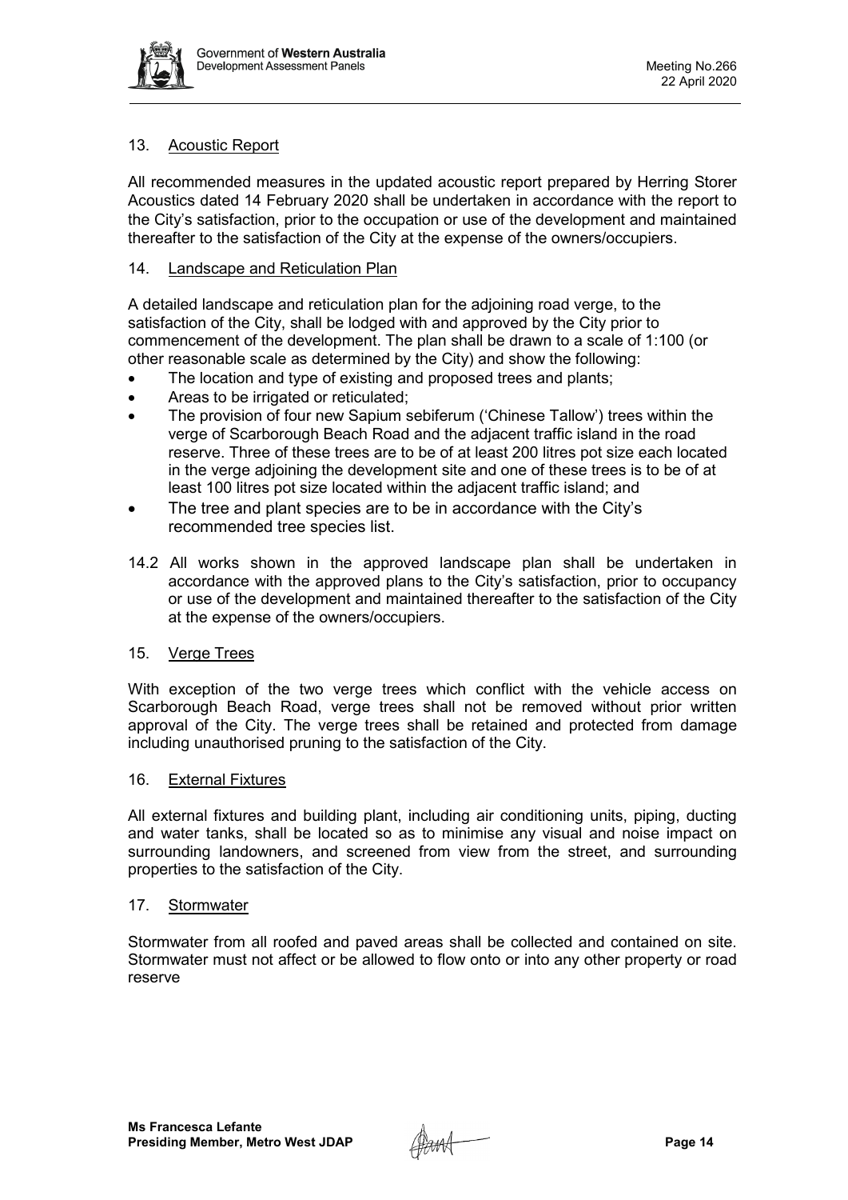13. Acoustic Report

All recommended measures in the updated acoustic report prepared by Herring Storer Acoustics dated 14 February 2020 shall be undertaken in accordance with the report to the City's satisfaction, prior to the occupation or use of the development and maintained thereafter to the satisfaction of the City at the expense of the owners/occupiers.

14. Landscape and Reticulation Plan

A detailed landscape and reticulation plan for the adjoining road verge, to the satisfaction of the City, shall be lodged with and approved by the City prior to commencement of the development. The plan shall be drawn to a scale of 1:100 (or other reasonable scale as determined by the City) and show the following:

- The location and type of existing and proposed trees and plants;
- Areas to be irrigated or reticulated;
- The provision of four new Sapium sebiferum ('Chinese Tallow') trees within the verge of Scarborough Beach Road and the adjacent traffic island in the road reserve. Three of these trees are to be of at least 200 litres pot size each located in the verge adjoining the development site and one of these trees is to be of at least 100 litres pot size located within the adjacent traffic island; and
- The tree and plant species are to be in accordance with the City's recommended tree species list.

14.2 All works shown in the approved landscape plan shall be undertaken in accordance with the approved plans to the City's satisfaction, prior to occupancy or use of the development and maintained thereafter to the satisfaction of the City at the expense of the owners/occupiers.

15. Verge Trees

With exception of the two verge trees which conflict with the vehicle access on Scarborough Beach Road, verge trees shall not be removed without prior written approval of the City. The verge trees shall be retained and protected from damage including unauthorised pruning to the satisfaction of the City.

16. External Fixtures

All external fixtures and building plant, including air conditioning units, piping, ducting and water tanks, shall be located so as to minimise any visual and noise impact on surrounding landowners, and screened from view from the street, and surrounding properties to the satisfaction of the City.

17. Stormwater

Stormwater from all roofed and paved areas shall be collected and contained on site. Stormwater must not affect or be allowed to flow onto or into any other property or road reserve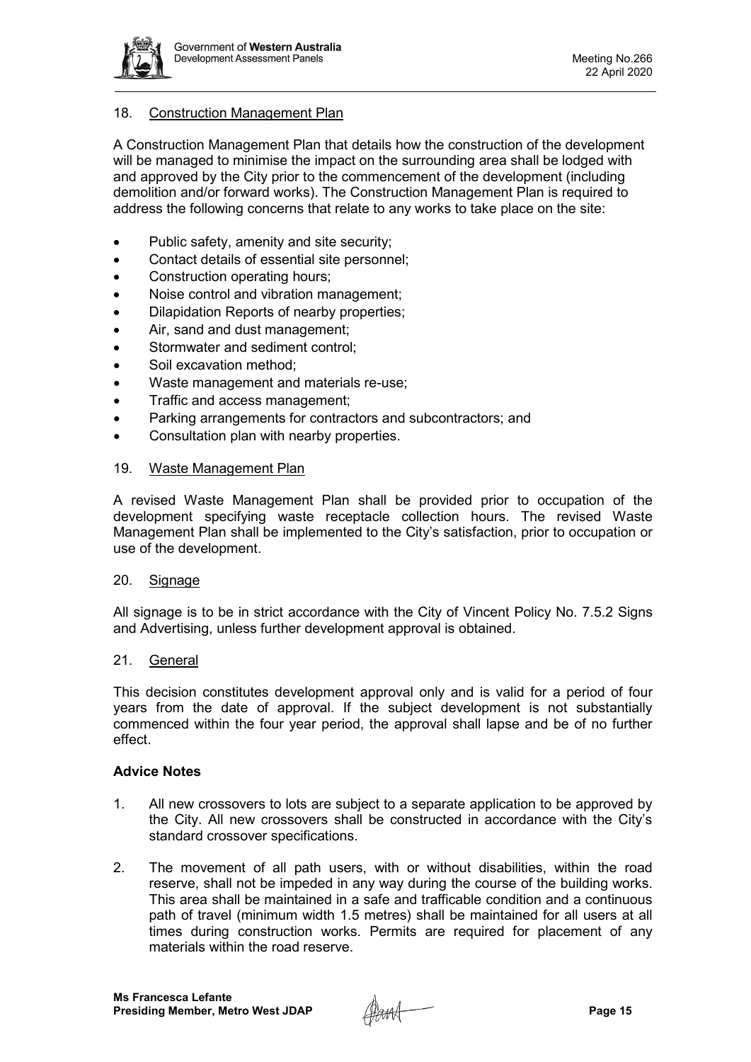18. Construction Management Plan

A Construction Management Plan that details how the construction of the development will be managed to minimise the impact on the surrounding area shall be lodged with and approved by the City prior to the commencement of the development (including demolition and/or forward works). The Construction Management Plan is required to address the following concerns that relate to any works to take place on the site:

- Public safety, amenity and site security;
- Contact details of essential site personnel;
- Construction operating hours;
- Noise control and vibration management;
- Dilapidation Reports of nearby properties;
- Air, sand and dust management;
- Stormwater and sediment control;
- Soil excavation method;
- Waste management and materials re-use;
- Traffic and access management;
- Parking arrangements for contractors and subcontractors; and
- Consultation plan with nearby properties.

19. Waste Management Plan

A revised Waste Management Plan shall be provided prior to occupation of the development specifying waste receptacle collection hours. The revised Waste Management Plan shall be implemented to the City's satisfaction, prior to occupation or use of the development.

20. Signage

All signage is to be in strict accordance with the City of Vincent Policy No. 7.5.2 Signs and Advertising, unless further development approval is obtained.

21. General

This decision constitutes development approval only and is valid for a period of four years from the date of approval. If the subject development is not substantially commenced within the four year period, the approval shall lapse and be of no further effect.

**Advice Notes**

1. All new crossovers to lots are subject to a separate application to be approved by the City. All new crossovers shall be constructed in accordance with the City's standard crossover specifications.

2. The movement of all path users, with or without disabilities, within the road reserve, shall not be impeded in any way during the course of the building works. This area shall be maintained in a safe and trafficable condition and a continuous path of travel (minimum width 1.5 metres) shall be maintained for all users at all times during construction works. Permits are required for placement of any materials within the road reserve.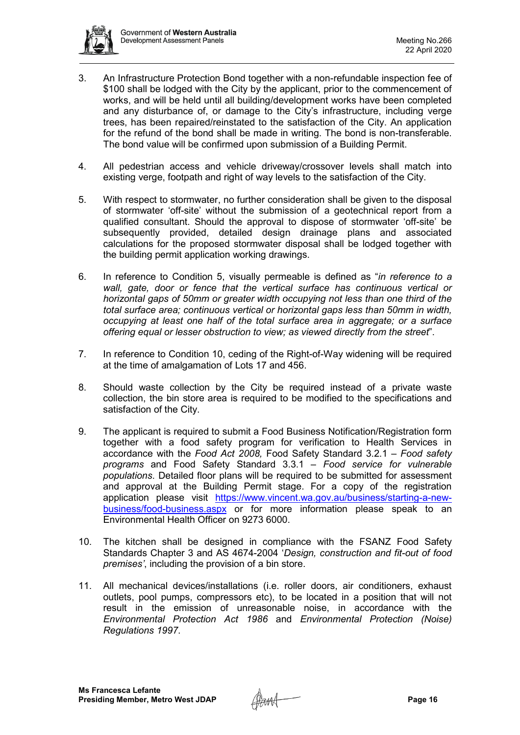3. An Infrastructure Protection Bond together with a non-refundable inspection fee of $100 shall be lodged with the City by the applicant, prior to the commencement of works, and will be held until all building/development works have been completed and any disturbance of, or damage to the City's infrastructure, including verge trees, has been repaired/reinstated to the satisfaction of the City. An application for the refund of the bond shall be made in writing. The bond is non-transferable. The bond value will be confirmed upon submission of a Building Permit.

4. All pedestrian access and vehicle driveway/crossover levels shall match into existing verge, footpath and right of way levels to the satisfaction of the City.

5. With respect to stormwater, no further consideration shall be given to the disposal of stormwater 'off-site' without the submission of a geotechnical report from a qualified consultant. Should the approval to dispose of stormwater 'off-site' be subsequently provided, detailed design drainage plans and associated calculations for the proposed stormwater disposal shall be lodged together with the building permit application working drawings.

6. In reference to Condition 5, visually permeable is defined as "*in reference to a wall, gate, door or fence that the vertical surface has continuous vertical or horizontal gaps of 50mm or greater width occupying not less than one third of the total surface area; continuous vertical or horizontal gaps less than 50mm in width, occupying at least one half of the total surface area in aggregate; or a surface offering equal or lesser obstruction to view; as viewed directly from the street*".

7. In reference to Condition 10, ceding of the Right-of-Way widening will be required at the time of amalgamation of Lots 17 and 456.

8. Should waste collection by the City be required instead of a private waste collection, the bin store area is required to be modified to the specifications and satisfaction of the City.

9. The applicant is required to submit a Food Business Notification/Registration form together with a food safety program for verification to Health Services in accordance with the *Food Act 2008,* Food Safety Standard 3.2.1 – *Food safety programs* and Food Safety Standard 3.3.1 – *Food service for vulnerable populations*. Detailed floor plans will be required to be submitted for assessment and approval at the Building Permit stage. For a copy of the registration application please visit [https://www.vincent.wa.gov.au/business/starting-a-new-business/food-business.aspx](https://www.vincent.wa.gov.au/business/starting-a-new-business/food-business.aspx) or for more information please speak to an Environmental Health Officer on 9273 6000.

10. The kitchen shall be designed in compliance with the FSANZ Food Safety Standards Chapter 3 and AS 4674-2004 '*Design, construction and fit-out of food premises'*, including the provision of a bin store.

11. All mechanical devices/installations (i.e. roller doors, air conditioners, exhaust outlets, pool pumps, compressors etc), to be located in a position that will not result in the emission of unreasonable noise, in accordance with the *Environmental Protection Act 1986* and *Environmental Protection (Noise) Regulations 1997*.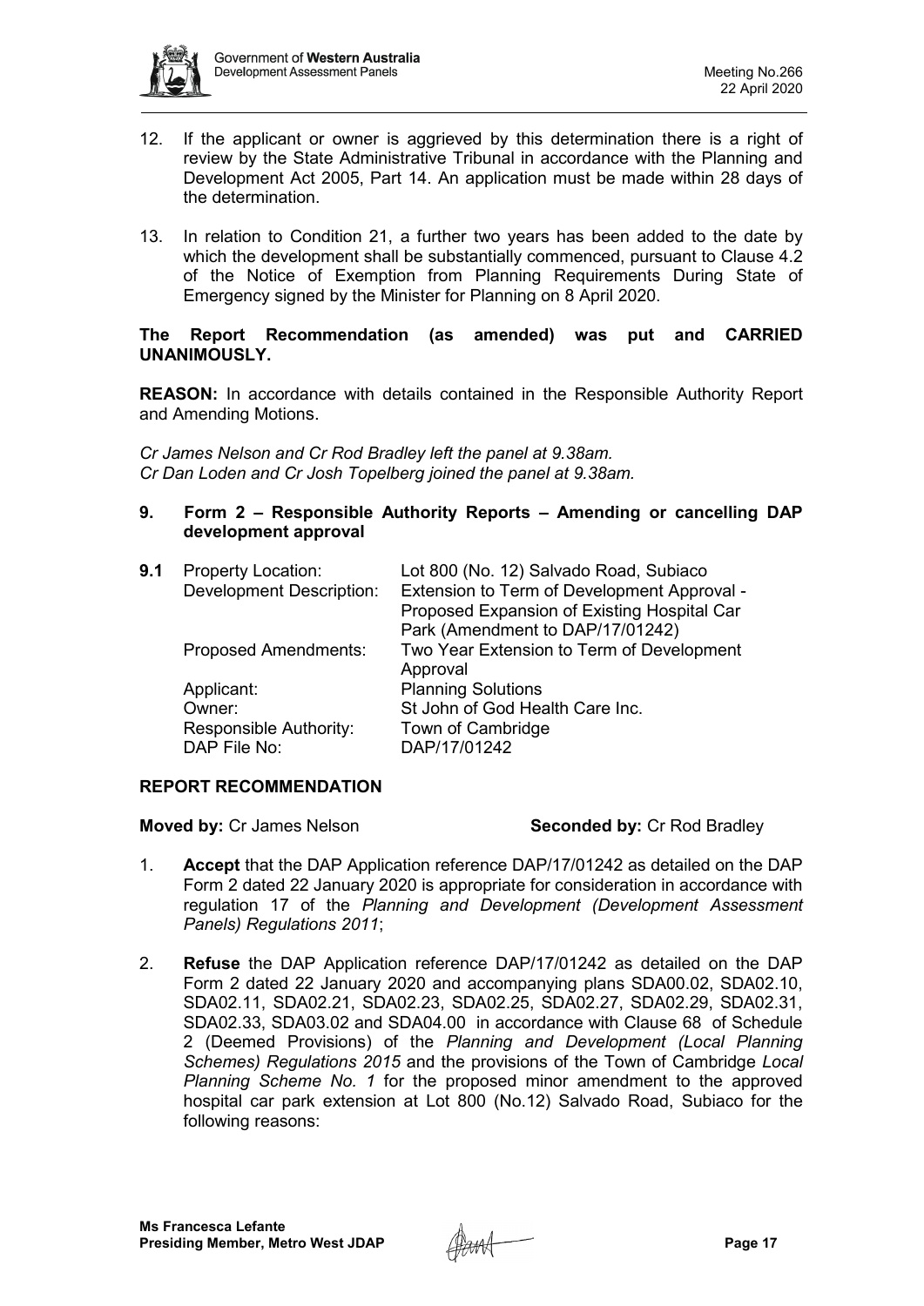12. If the applicant or owner is aggrieved by this determination there is a right of review by the State Administrative Tribunal in accordance with the Planning and Development Act 2005, Part 14. An application must be made within 28 days of the determination.

13. In relation to Condition 21, a further two years has been added to the date by which the development shall be substantially commenced, pursuant to Clause 4.2 of the Notice of Exemption from Planning Requirements During State of Emergency signed by the Minister for Planning on 8 April 2020.

**The Report Recommendation (as amended) was put and CARRIED UNANIMOUSLY.**

**REASON:** In accordance with details contained in the Responsible Authority Report and Amending Motions.

*Cr James Nelson and Cr Rod Bradley left the panel at 9.38am.*
*Cr Dan Loden and Cr Josh Topelberg joined the panel at 9.38am.*

## 9. Form 2 – Responsible Authority Reports – Amending or cancelling DAP development approval

| **9.1** | Property Location: | Lot 800 (No. 12) Salvado Road, Subiaco |
|---|---|---|
| | Development Description: | Extension to Term of Development Approval - Proposed Expansion of Existing Hospital Car Park (Amendment to DAP/17/01242) |
| | Proposed Amendments: | Two Year Extension to Term of Development Approval |
| | Applicant: | Planning Solutions |
| | Owner: | St John of God Health Care Inc. |
| | Responsible Authority: | Town of Cambridge |
| | DAP File No: | DAP/17/01242 |

### REPORT RECOMMENDATION

**Moved by:** Cr James Nelson **Seconded by:** Cr Rod Bradley

1. **Accept** that the DAP Application reference DAP/17/01242 as detailed on the DAP Form 2 dated 22 January 2020 is appropriate for consideration in accordance with regulation 17 of the *Planning and Development (Development Assessment Panels) Regulations 2011*;

2. **Refuse** the DAP Application reference DAP/17/01242 as detailed on the DAP Form 2 dated 22 January 2020 and accompanying plans SDA00.02, SDA02.10, SDA02.11, SDA02.21, SDA02.23, SDA02.25, SDA02.27, SDA02.29, SDA02.31, SDA02.33, SDA03.02 and SDA04.00 in accordance with Clause 68 of Schedule 2 (Deemed Provisions) of the *Planning and Development (Local Planning Schemes) Regulations 2015* and the provisions of the Town of Cambridge *Local Planning Scheme No. 1* for the proposed minor amendment to the approved hospital car park extension at Lot 800 (No.12) Salvado Road, Subiaco for the following reasons: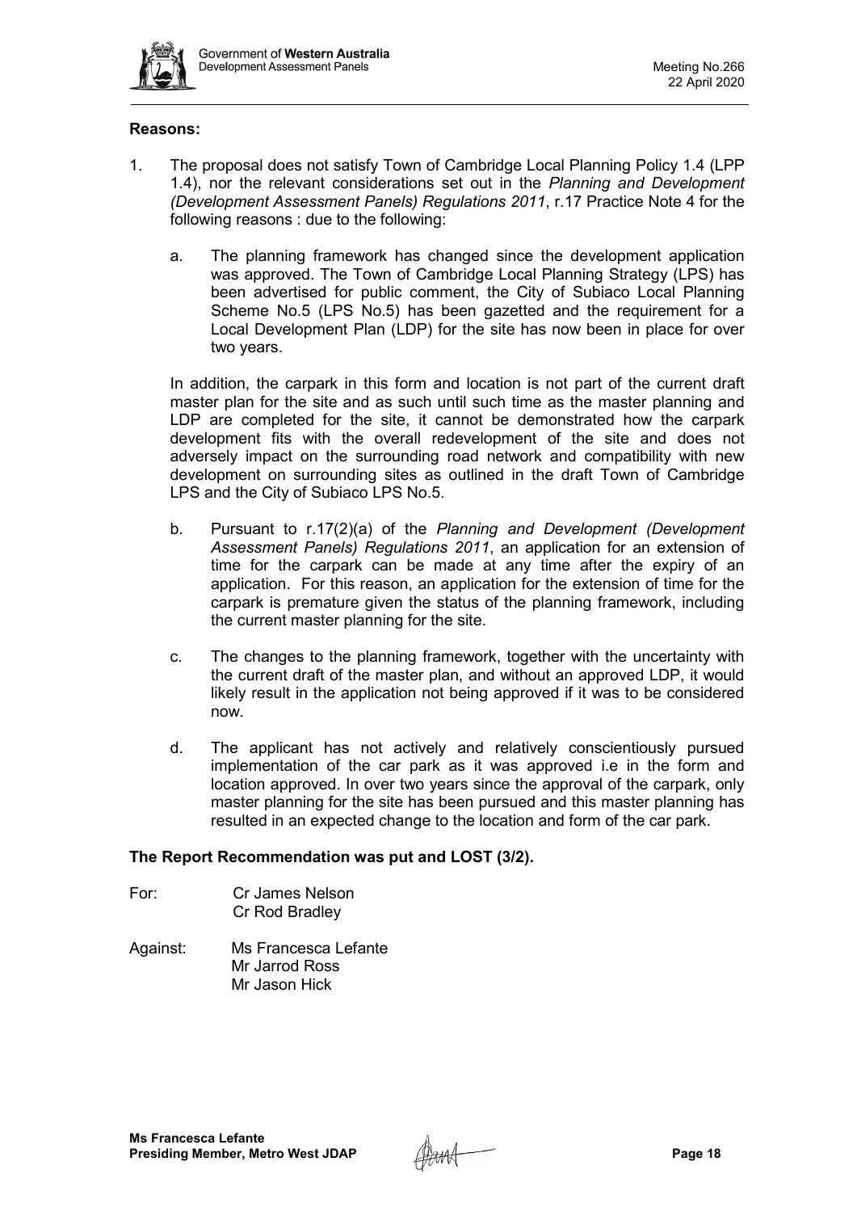**Reasons:**

1. The proposal does not satisfy Town of Cambridge Local Planning Policy 1.4 (LPP 1.4), nor the relevant considerations set out in the *Planning and Development (Development Assessment Panels) Regulations 2011*, r.17 Practice Note 4 for the following reasons : due to the following:

   a. The planning framework has changed since the development application was approved. The Town of Cambridge Local Planning Strategy (LPS) has been advertised for public comment, the City of Subiaco Local Planning Scheme No.5 (LPS No.5) has been gazetted and the requirement for a Local Development Plan (LDP) for the site has now been in place for over two years.

   In addition, the carpark in this form and location is not part of the current draft master plan for the site and as such until such time as the master planning and LDP are completed for the site, it cannot be demonstrated how the carpark development fits with the overall redevelopment of the site and does not adversely impact on the surrounding road network and compatibility with new development on surrounding sites as outlined in the draft Town of Cambridge LPS and the City of Subiaco LPS No.5.

   b. Pursuant to r.17(2)(a) of the *Planning and Development (Development Assessment Panels) Regulations 2011*, an application for an extension of time for the carpark can be made at any time after the expiry of an application. For this reason, an application for the extension of time for the carpark is premature given the status of the planning framework, including the current master planning for the site.

   c. The changes to the planning framework, together with the uncertainty with the current draft of the master plan, and without an approved LDP, it would likely result in the application not being approved if it was to be considered now.

   d. The applicant has not actively and relatively conscientiously pursued implementation of the car park as it was approved i.e in the form and location approved. In over two years since the approval of the carpark, only master planning for the site has been pursued and this master planning has resulted in an expected change to the location and form of the car park.

**The Report Recommendation was put and LOST (3/2).**

For: Cr James Nelson
Cr Rod Bradley

Against: Ms Francesca Lefante
Mr Jarrod Ross
Mr Jason Hick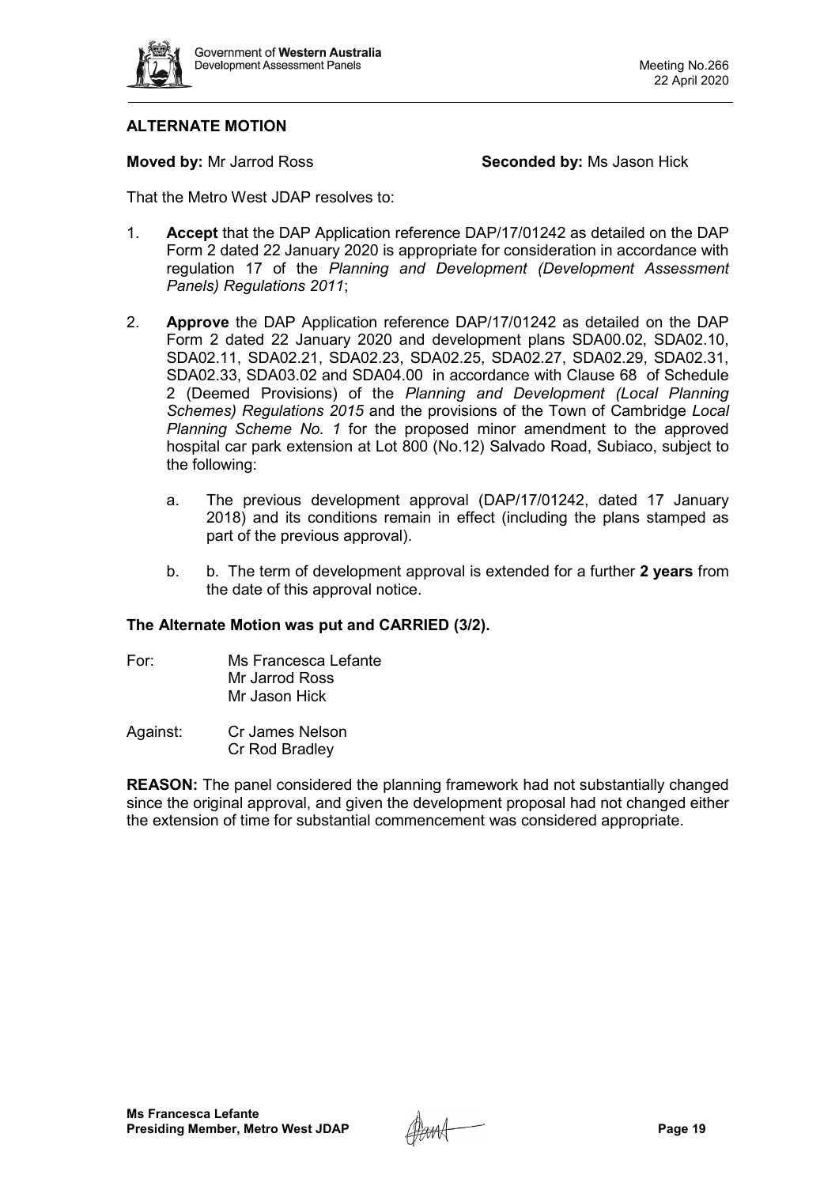## ALTERNATE MOTION

**Moved by:** Mr Jarrod Ross **Seconded by:** Ms Jason Hick

That the Metro West JDAP resolves to:

1. **Accept** that the DAP Application reference DAP/17/01242 as detailed on the DAP Form 2 dated 22 January 2020 is appropriate for consideration in accordance with regulation 17 of the *Planning and Development (Development Assessment Panels) Regulations 2011*;

2. **Approve** the DAP Application reference DAP/17/01242 as detailed on the DAP Form 2 dated 22 January 2020 and development plans SDA00.02, SDA02.10, SDA02.11, SDA02.21, SDA02.23, SDA02.25, SDA02.27, SDA02.29, SDA02.31, SDA02.33, SDA03.02 and SDA04.00 in accordance with Clause 68 of Schedule 2 (Deemed Provisions) of the *Planning and Development (Local Planning Schemes) Regulations 2015* and the provisions of the Town of Cambridge *Local Planning Scheme No. 1* for the proposed minor amendment to the approved hospital car park extension at Lot 800 (No.12) Salvado Road, Subiaco, subject to the following:

   a. The previous development approval (DAP/17/01242, dated 17 January 2018) and its conditions remain in effect (including the plans stamped as part of the previous approval).

   b. b. The term of development approval is extended for a further **2 years** from the date of this approval notice.

**The Alternate Motion was put and CARRIED (3/2).**

For: Ms Francesca Lefante
Mr Jarrod Ross
Mr Jason Hick

Against: Cr James Nelson
Cr Rod Bradley

**REASON:** The panel considered the planning framework had not substantially changed since the original approval, and given the development proposal had not changed either the extension of time for substantial commencement was considered appropriate.

**Ms Francesca Lefante**
**Presiding Member, Metro West JDAP**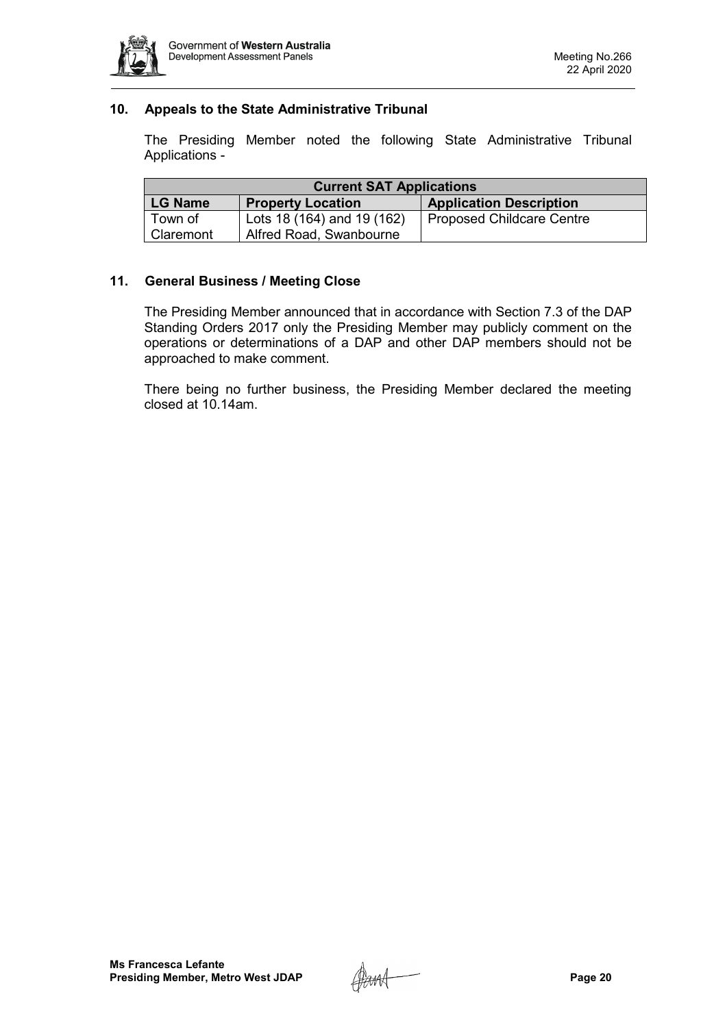## 10. Appeals to the State Administrative Tribunal

The Presiding Member noted the following State Administrative Tribunal Applications -

| Current SAT Applications | | |
|---|---|---|
| **LG Name** | **Property Location** | **Application Description** |
| Town of Claremont | Lots 18 (164) and 19 (162) Alfred Road, Swanbourne | Proposed Childcare Centre |

## 11. General Business / Meeting Close

The Presiding Member announced that in accordance with Section 7.3 of the DAP Standing Orders 2017 only the Presiding Member may publicly comment on the operations or determinations of a DAP and other DAP members should not be approached to make comment.

There being no further business, the Presiding Member declared the meeting closed at 10.14am.

**Ms Francesca Lefante**
**Presiding Member, Metro West JDAP**